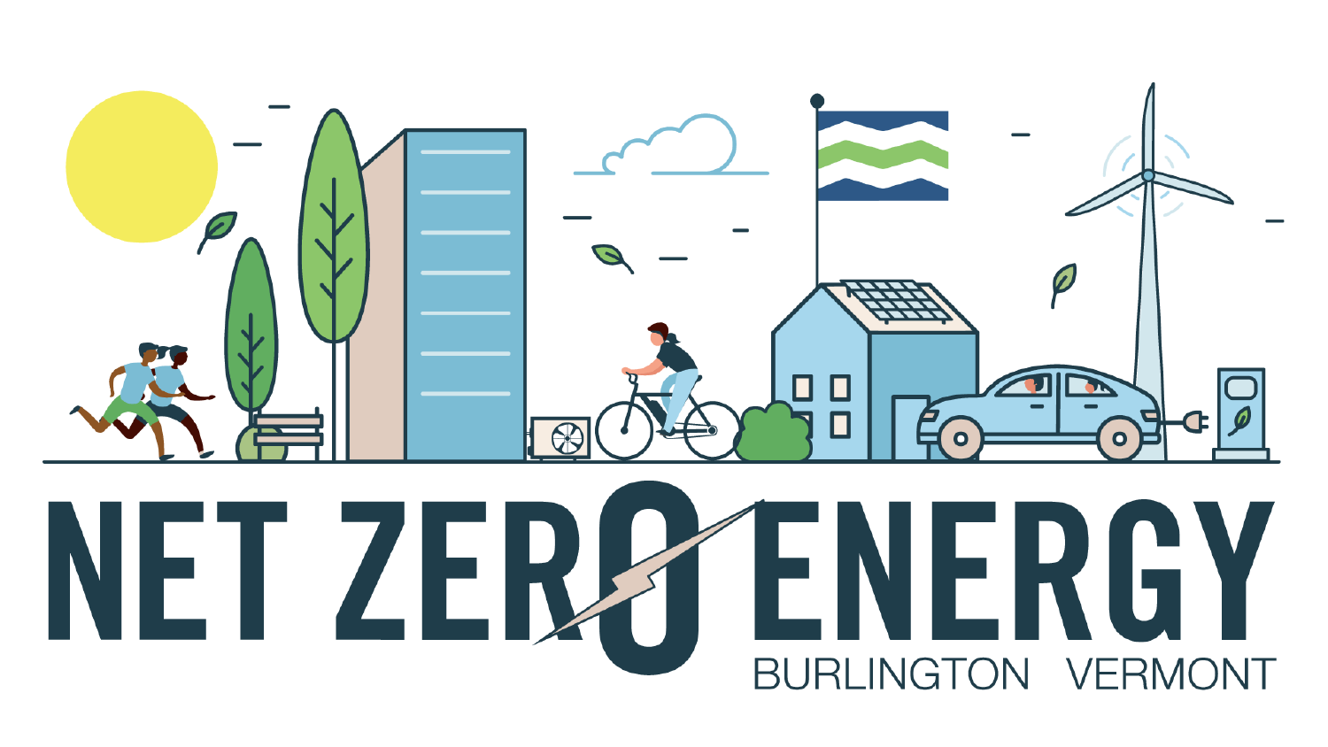# NET ZERO ENERGY

BURLINGTON VERMONT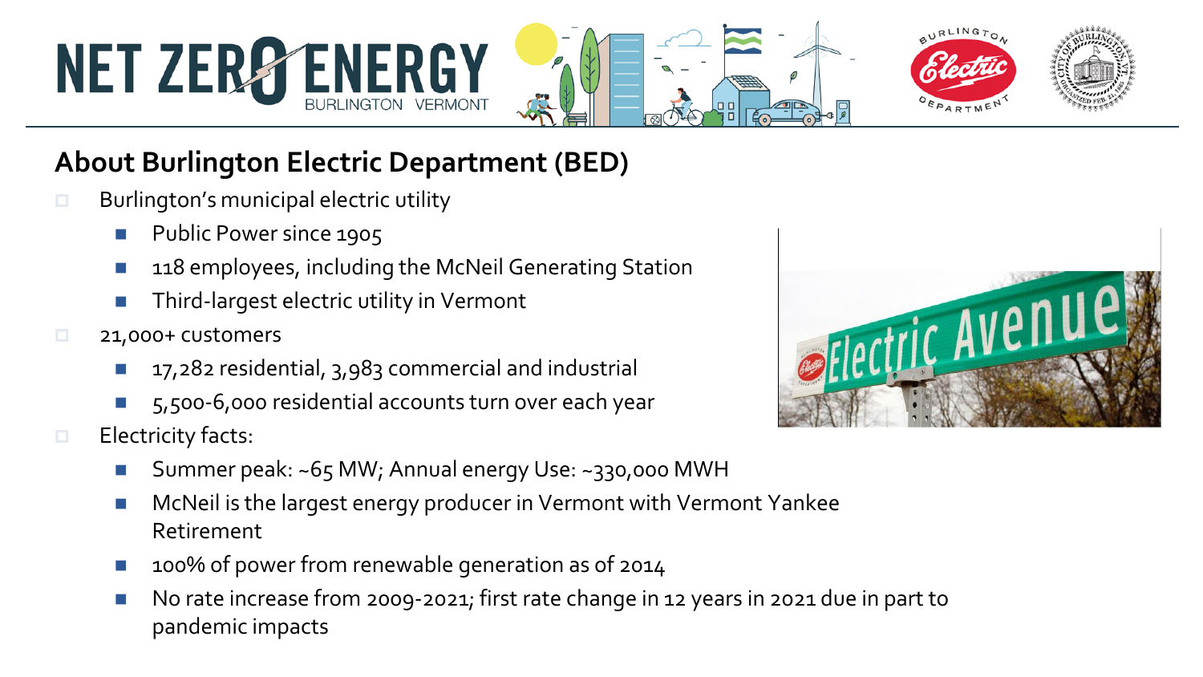## About Burlington Electric Department (BED)

- Burlington's municipal electric utility
  - Public Power since 1905
  - 118 employees, including the McNeil Generating Station
  - Third-largest electric utility in Vermont
- 21,000+ customers
  - 17,282 residential, 3,983 commercial and industrial
  - 5,500-6,000 residential accounts turn over each year
- Electricity facts:
  - Summer peak: ~65 MW; Annual energy Use: ~330,000 MWH
  - McNeil is the largest energy producer in Vermont with Vermont Yankee Retirement
  - 100% of power from renewable generation as of 2014
  - No rate increase from 2009-2021; first rate change in 12 years in 2021 due in part to pandemic impacts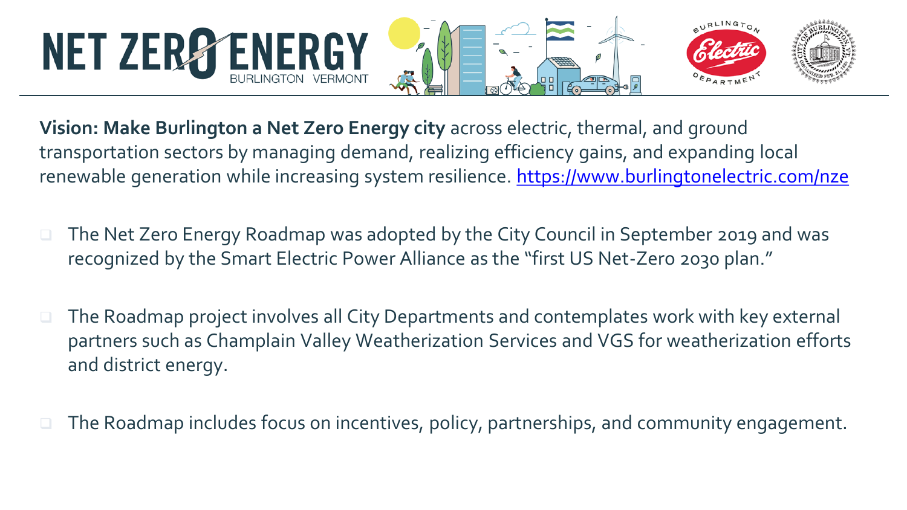# NET ZERO ENERGY

BURLINGTON VERMONT

**Vision: Make Burlington a Net Zero Energy city** across electric, thermal, and ground transportation sectors by managing demand, realizing efficiency gains, and expanding local renewable generation while increasing system resilience. https://www.burlingtonelectric.com/nze

- The Net Zero Energy Roadmap was adopted by the City Council in September 2019 and was recognized by the Smart Electric Power Alliance as the "first US Net-Zero 2030 plan."
- The Roadmap project involves all City Departments and contemplates work with key external partners such as Champlain Valley Weatherization Services and VGS for weatherization efforts and district energy.
- The Roadmap includes focus on incentives, policy, partnerships, and community engagement.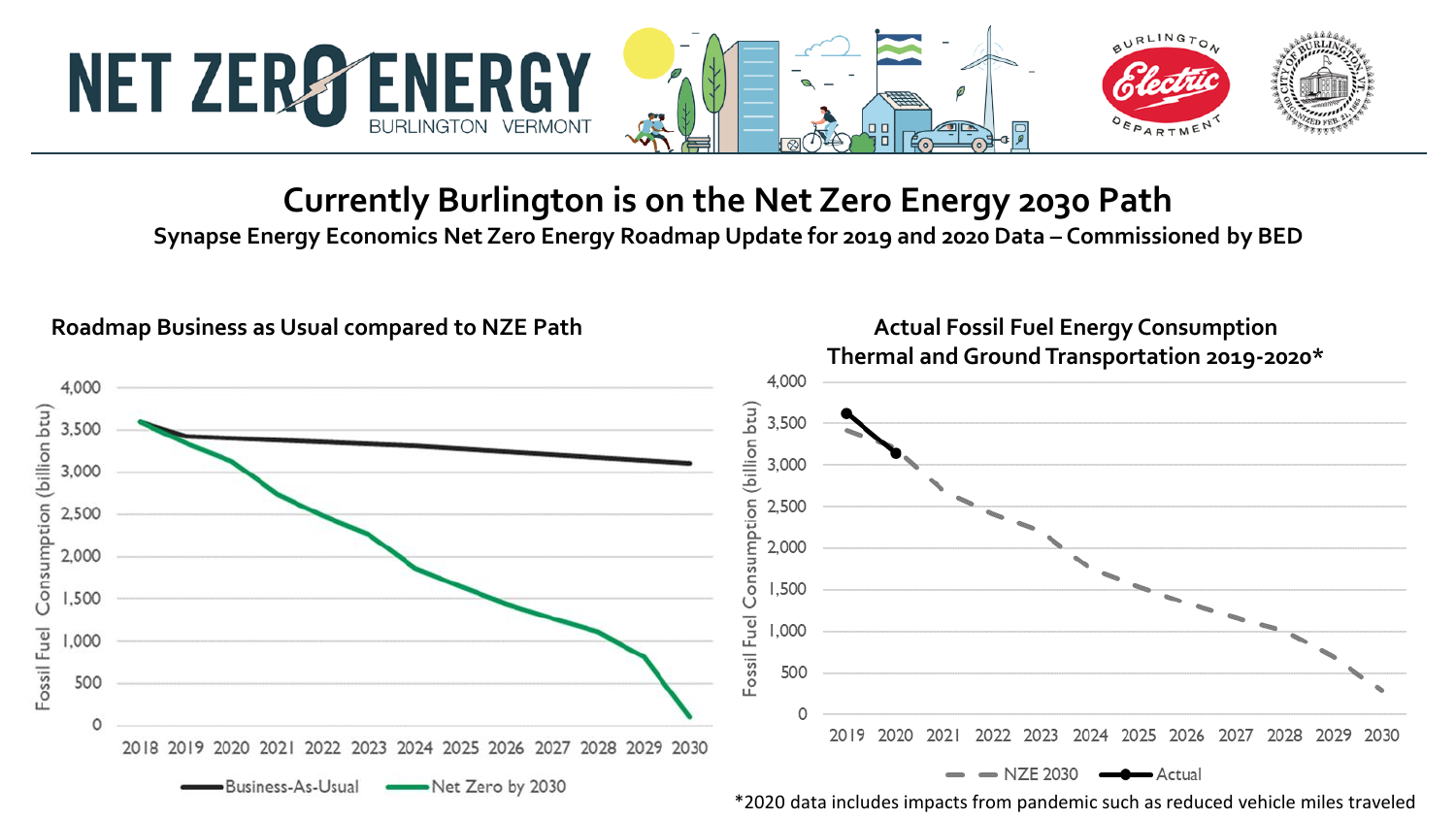NET ZERO ENERGY
BURLINGTON VERMONT

BURLINGTON Electric DEPARTMENT

# Currently Burlington is on the Net Zero Energy 2030 Path

**Synapse Energy Economics Net Zero Energy Roadmap Update for 2019 and 2020 Data – Commissioned by BED**

## Roadmap Business as Usual compared to NZE Path

Fossil Fuel Consumption (billion btu)

4,000
3,500
3,000
2,500
2,000
1,500
1,000
500
0

2018 2019 2020 2021 2022 2023 2024 2025 2026 2027 2028 2029 2030

Business-As-Usual
Net Zero by 2030

## Actual Fossil Fuel Energy Consumption Thermal and Ground Transportation 2019-2020*

Fossil Fuel Consumption (billion btu)

4,000
3,500
3,000
2,500
2,000
1,500
1,000
500
0

2019 2020 2021 2022 2023 2024 2025 2026 2027 2028 2029 2030

NZE 2030
Actual

*2020 data includes impacts from pandemic such as reduced vehicle miles traveled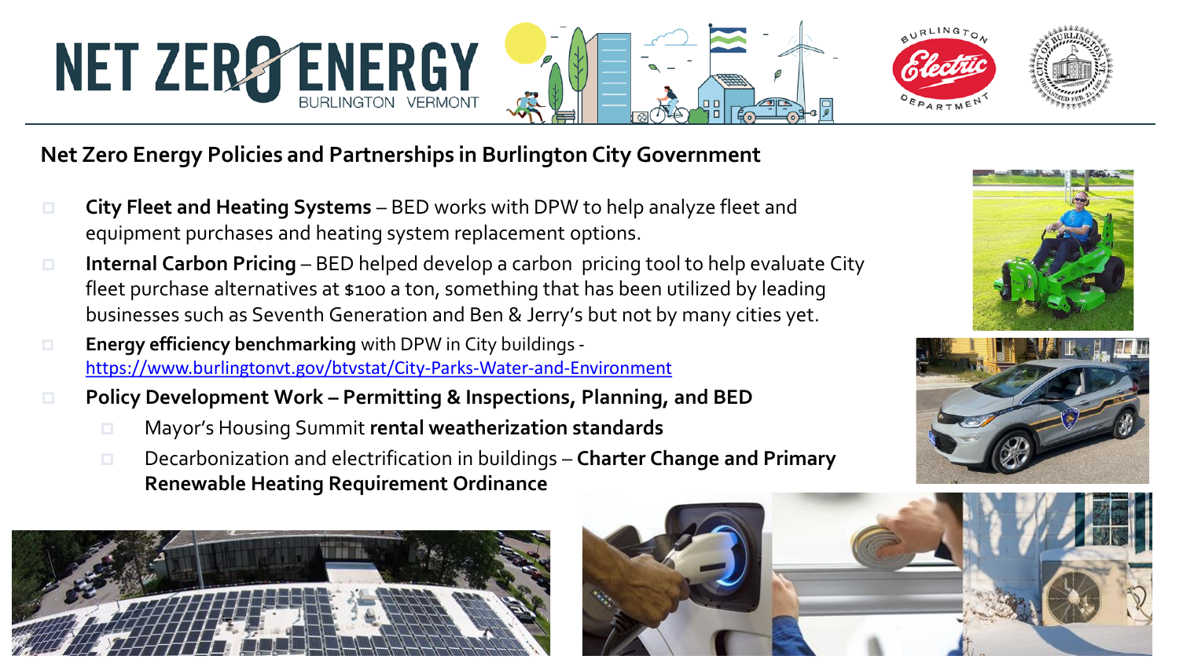# NET ZERO ENERGY

BURLINGTON VERMONT

## Net Zero Energy Policies and Partnerships in Burlington City Government

- **City Fleet and Heating Systems** – BED works with DPW to help analyze fleet and equipment purchases and heating system replacement options.
- **Internal Carbon Pricing** – BED helped develop a carbon pricing tool to help evaluate City fleet purchase alternatives at $100 a ton, something that has been utilized by leading businesses such as Seventh Generation and Ben & Jerry's but not by many cities yet.
- **Energy efficiency benchmarking** with DPW in City buildings - https://www.burlingtonvt.gov/btvstat/City-Parks-Water-and-Environment
- **Policy Development Work – Permitting & Inspections, Planning, and BED**
  - Mayor's Housing Summit **rental weatherization standards**
  - Decarbonization and electrification in buildings – **Charter Change and Primary Renewable Heating Requirement Ordinance**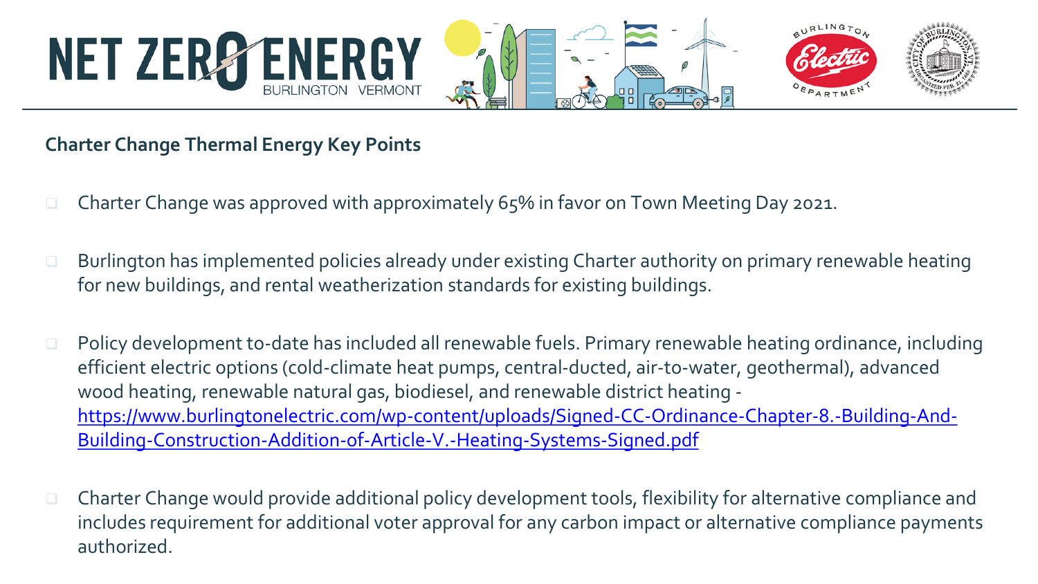## Charter Change Thermal Energy Key Points

- Charter Change was approved with approximately 65% in favor on Town Meeting Day 2021.
- Burlington has implemented policies already under existing Charter authority on primary renewable heating for new buildings, and rental weatherization standards for existing buildings.
- Policy development to-date has included all renewable fuels. Primary renewable heating ordinance, including efficient electric options (cold-climate heat pumps, central-ducted, air-to-water, geothermal), advanced wood heating, renewable natural gas, biodiesel, and renewable district heating - [https://www.burlingtonelectric.com/wp-content/uploads/Signed-CC-Ordinance-Chapter-8.-Building-And-Building-Construction-Addition-of-Article-V.-Heating-Systems-Signed.pdf](https://www.burlingtonelectric.com/wp-content/uploads/Signed-CC-Ordinance-Chapter-8.-Building-And-Building-Construction-Addition-of-Article-V.-Heating-Systems-Signed.pdf)
- Charter Change would provide additional policy development tools, flexibility for alternative compliance and includes requirement for additional voter approval for any carbon impact or alternative compliance payments authorized.